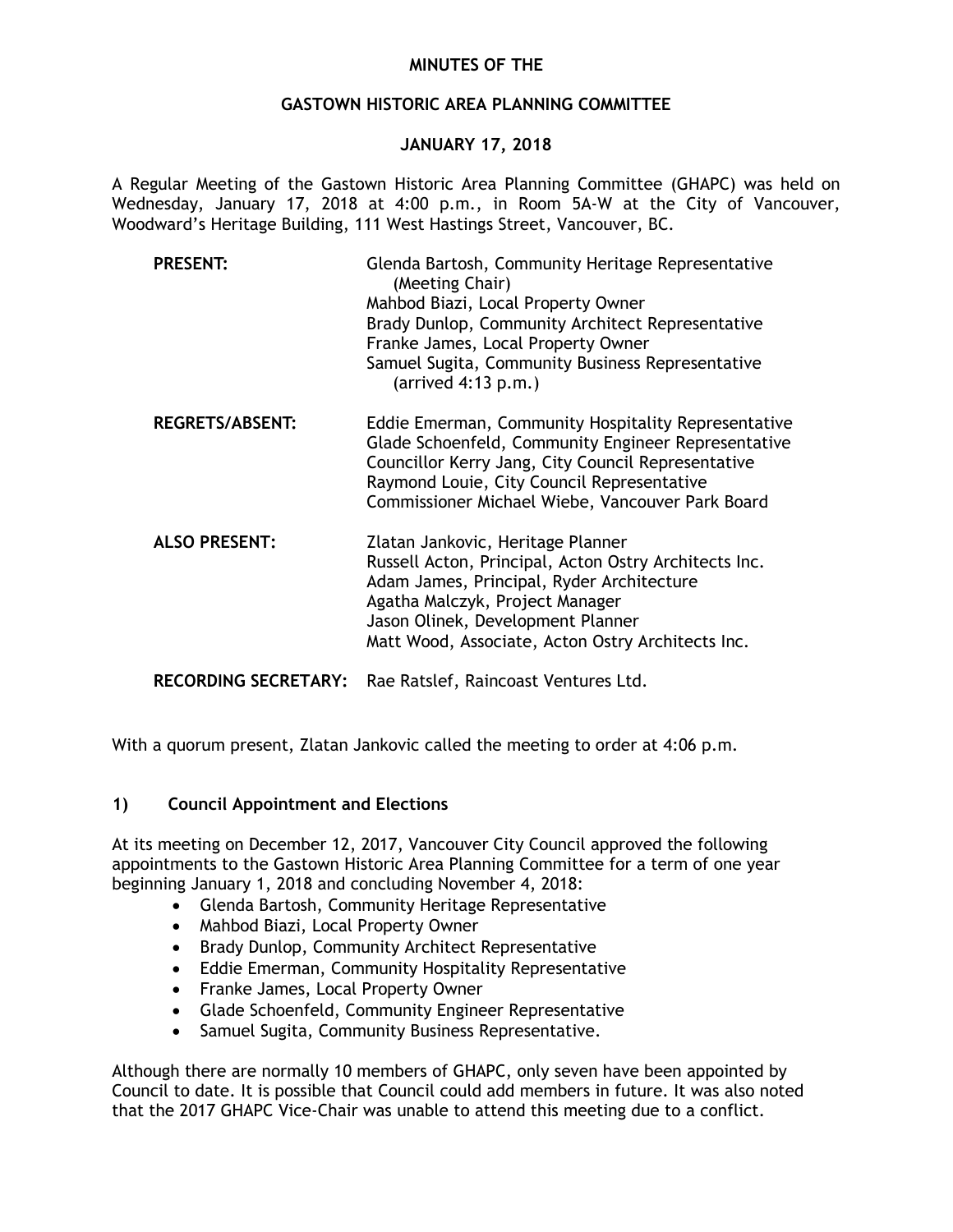# MINUTES OF THE

## GASTOWN HISTORIC AREA PLANNING COMMITTEE

## JANUARY 17, 2018

A Regular Meeting of the Gastown Historic Area Planning Committee (GHAPC) was held on Wednesday, January 17, 2018 at 4:00 p.m., in Room 5A-W at the City of Vancouver, Woodward's Heritage Building, 111 West Hastings Street, Vancouver, BC.

**PRESENT:**
Glenda Bartosh, Community Heritage Representative (Meeting Chair)
Mahbod Biazi, Local Property Owner
Brady Dunlop, Community Architect Representative
Franke James, Local Property Owner
Samuel Sugita, Community Business Representative (arrived 4:13 p.m.)

**REGRETS/ABSENT:**
Eddie Emerman, Community Hospitality Representative
Glade Schoenfeld, Community Engineer Representative
Councillor Kerry Jang, City Council Representative
Raymond Louie, City Council Representative
Commissioner Michael Wiebe, Vancouver Park Board

**ALSO PRESENT:**
Zlatan Jankovic, Heritage Planner
Russell Acton, Principal, Acton Ostry Architects Inc.
Adam James, Principal, Ryder Architecture
Agatha Malczyk, Project Manager
Jason Olinek, Development Planner
Matt Wood, Associate, Acton Ostry Architects Inc.

**RECORDING SECRETARY:** Rae Ratslef, Raincoast Ventures Ltd.

With a quorum present, Zlatan Jankovic called the meeting to order at 4:06 p.m.

### 1) Council Appointment and Elections

At its meeting on December 12, 2017, Vancouver City Council approved the following appointments to the Gastown Historic Area Planning Committee for a term of one year beginning January 1, 2018 and concluding November 4, 2018:

- Glenda Bartosh, Community Heritage Representative
- Mahbod Biazi, Local Property Owner
- Brady Dunlop, Community Architect Representative
- Eddie Emerman, Community Hospitality Representative
- Franke James, Local Property Owner
- Glade Schoenfeld, Community Engineer Representative
- Samuel Sugita, Community Business Representative.

Although there are normally 10 members of GHAPC, only seven have been appointed by Council to date. It is possible that Council could add members in future. It was also noted that the 2017 GHAPC Vice-Chair was unable to attend this meeting due to a conflict.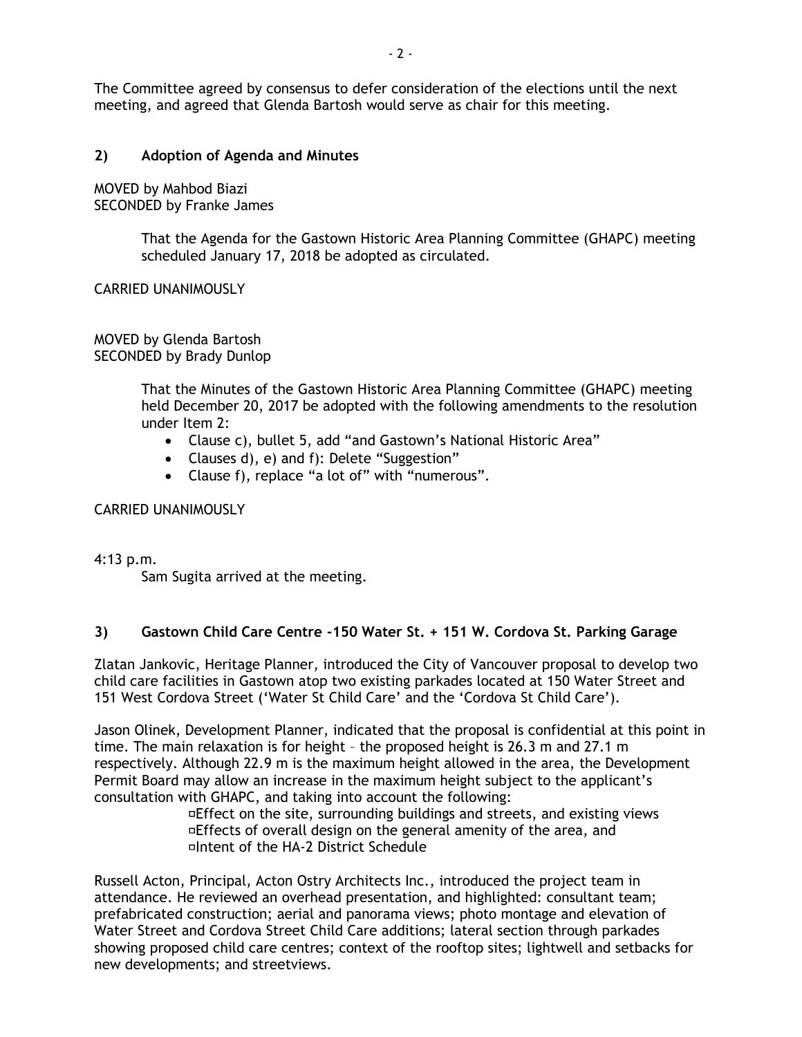The Committee agreed by consensus to defer consideration of the elections until the next meeting, and agreed that Glenda Bartosh would serve as chair for this meeting.

### 2) Adoption of Agenda and Minutes

MOVED by Mahbod Biazi
SECONDED by Franke James

> That the Agenda for the Gastown Historic Area Planning Committee (GHAPC) meeting scheduled January 17, 2018 be adopted as circulated.

CARRIED UNANIMOUSLY

MOVED by Glenda Bartosh
SECONDED by Brady Dunlop

> That the Minutes of the Gastown Historic Area Planning Committee (GHAPC) meeting held December 20, 2017 be adopted with the following amendments to the resolution under Item 2:
>
> - Clause c), bullet 5, add "and Gastown's National Historic Area"
> - Clauses d), e) and f): Delete "Suggestion"
> - Clause f), replace "a lot of" with "numerous".

CARRIED UNANIMOUSLY

4:13 p.m.
Sam Sugita arrived at the meeting.

### 3) Gastown Child Care Centre -150 Water St. + 151 W. Cordova St. Parking Garage

Zlatan Jankovic, Heritage Planner, introduced the City of Vancouver proposal to develop two child care facilities in Gastown atop two existing parkades located at 150 Water Street and 151 West Cordova Street ('Water St Child Care' and the 'Cordova St Child Care').

Jason Olinek, Development Planner, indicated that the proposal is confidential at this point in time. The main relaxation is for height – the proposed height is 26.3 m and 27.1 m respectively. Although 22.9 m is the maximum height allowed in the area, the Development Permit Board may allow an increase in the maximum height subject to the applicant's consultation with GHAPC, and taking into account the following:

- Effect on the site, surrounding buildings and streets, and existing views
- Effects of overall design on the general amenity of the area, and
- Intent of the HA-2 District Schedule

Russell Acton, Principal, Acton Ostry Architects Inc., introduced the project team in attendance. He reviewed an overhead presentation, and highlighted: consultant team; prefabricated construction; aerial and panorama views; photo montage and elevation of Water Street and Cordova Street Child Care additions; lateral section through parkades showing proposed child care centres; context of the rooftop sites; lightwell and setbacks for new developments; and streetviews.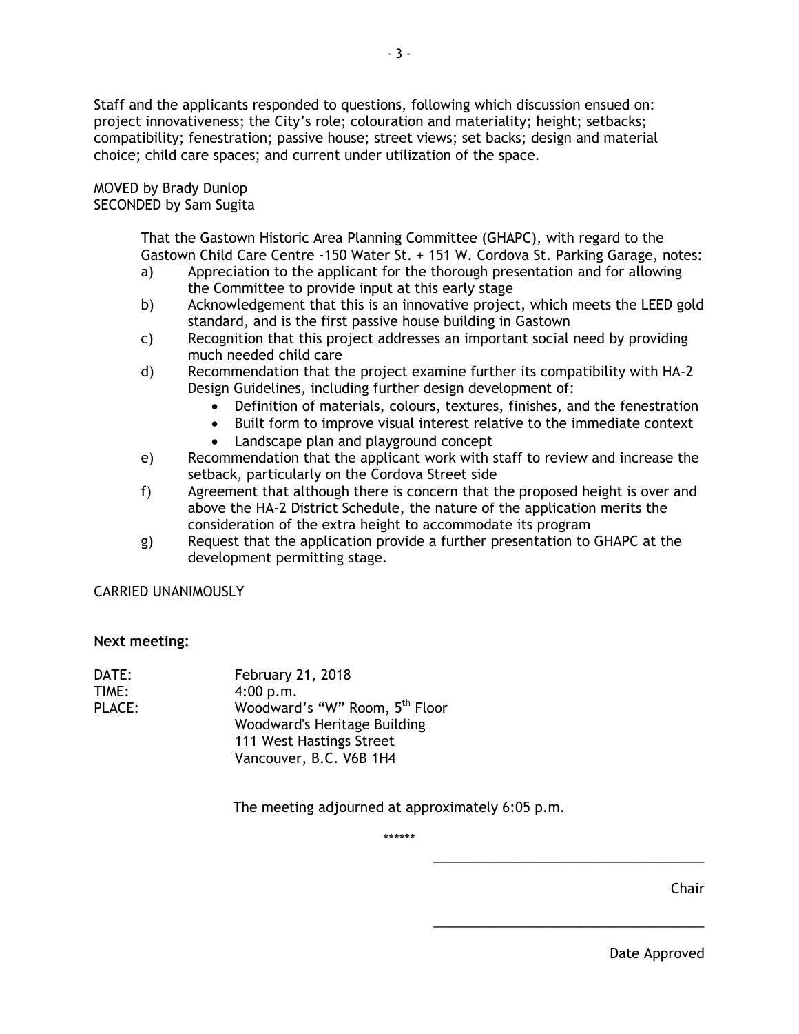Staff and the applicants responded to questions, following which discussion ensued on: project innovativeness; the City's role; colouration and materiality; height; setbacks; compatibility; fenestration; passive house; street views; set backs; design and material choice; child care spaces; and current under utilization of the space.

MOVED by Brady Dunlop
SECONDED by Sam Sugita

> That the Gastown Historic Area Planning Committee (GHAPC), with regard to the Gastown Child Care Centre -150 Water St. + 151 W. Cordova St. Parking Garage, notes:
>
> a) Appreciation to the applicant for the thorough presentation and for allowing the Committee to provide input at this early stage
>
> b) Acknowledgement that this is an innovative project, which meets the LEED gold standard, and is the first passive house building in Gastown
>
> c) Recognition that this project addresses an important social need by providing much needed child care
>
> d) Recommendation that the project examine further its compatibility with HA-2 Design Guidelines, including further design development of:
>    - Definition of materials, colours, textures, finishes, and the fenestration
>    - Built form to improve visual interest relative to the immediate context
>    - Landscape plan and playground concept
>
> e) Recommendation that the applicant work with staff to review and increase the setback, particularly on the Cordova Street side
>
> f) Agreement that although there is concern that the proposed height is over and above the HA-2 District Schedule, the nature of the application merits the consideration of the extra height to accommodate its program
>
> g) Request that the application provide a further presentation to GHAPC at the development permitting stage.

CARRIED UNANIMOUSLY

**Next meeting:**

| | |
|---|---|
| DATE: | February 21, 2018 |
| TIME: | 4:00 p.m. |
| PLACE: | Woodward's "W" Room, 5th Floor<br>Woodward's Heritage Building<br>111 West Hastings Street<br>Vancouver, B.C. V6B 1H4 |

The meeting adjourned at approximately 6:05 p.m.

\* \* \* \* \* \*

_________________________________

Chair

_________________________________

Date Approved